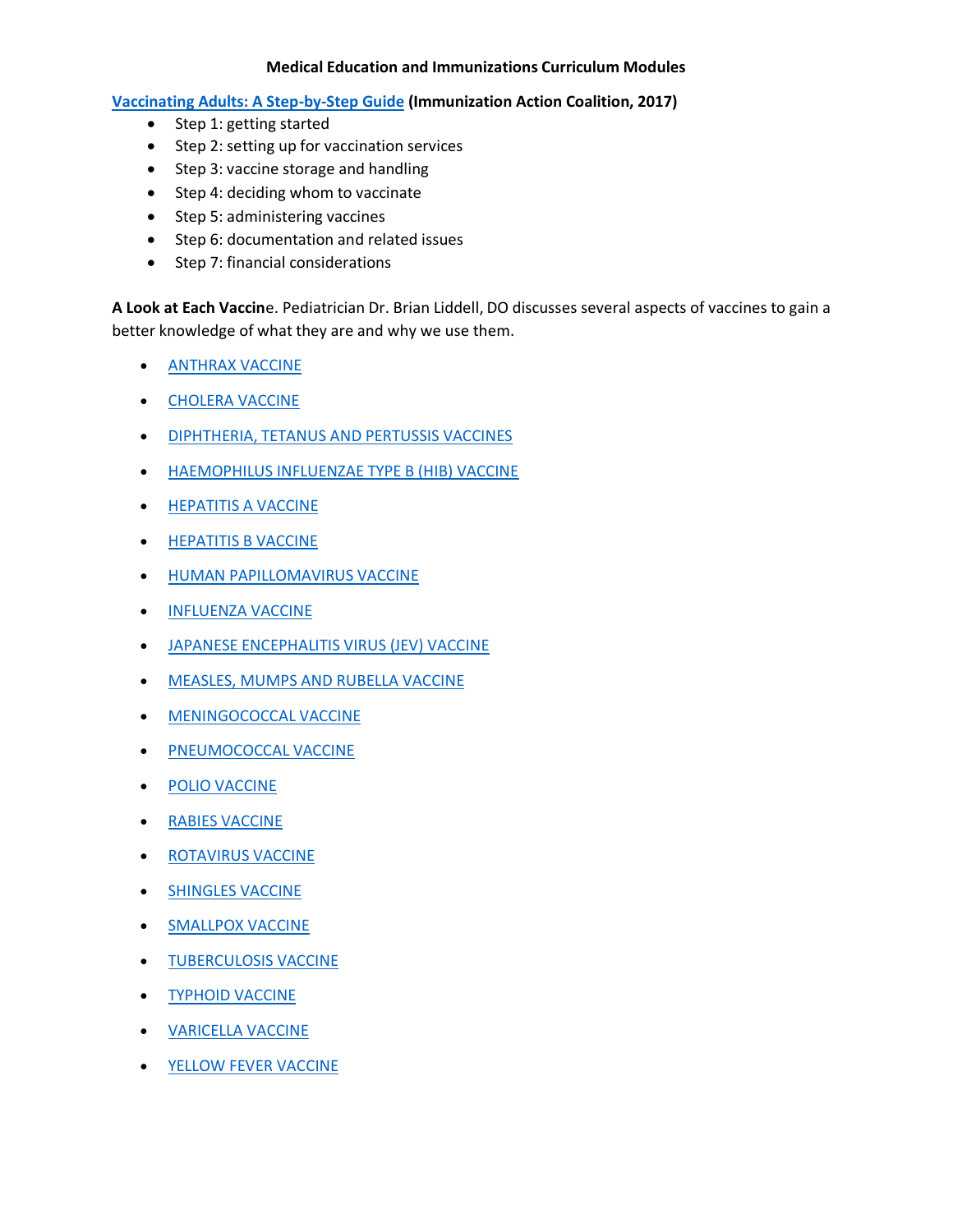# Medical Education and Immunizations Curriculum Modules

**Vaccinating Adults: A Step-by-Step Guide (Immunization Action Coalition, 2017)**

- Step 1: getting started
- Step 2: setting up for vaccination services
- Step 3: vaccine storage and handling
- Step 4: deciding whom to vaccinate
- Step 5: administering vaccines
- Step 6: documentation and related issues
- Step 7: financial considerations

**A Look at Each Vaccin**e. Pediatrician Dr. Brian Liddell, DO discusses several aspects of vaccines to gain a better knowledge of what they are and why we use them.

- ANTHRAX VACCINE
- CHOLERA VACCINE
- DIPHTHERIA, TETANUS AND PERTUSSIS VACCINES
- HAEMOPHILUS INFLUENZAE TYPE B (HIB) VACCINE
- HEPATITIS A VACCINE
- HEPATITIS B VACCINE
- HUMAN PAPILLOMAVIRUS VACCINE
- INFLUENZA VACCINE
- JAPANESE ENCEPHALITIS VIRUS (JEV) VACCINE
- MEASLES, MUMPS AND RUBELLA VACCINE
- MENINGOCOCCAL VACCINE
- PNEUMOCOCCAL VACCINE
- POLIO VACCINE
- RABIES VACCINE
- ROTAVIRUS VACCINE
- SHINGLES VACCINE
- SMALLPOX VACCINE
- TUBERCULOSIS VACCINE
- TYPHOID VACCINE
- VARICELLA VACCINE
- YELLOW FEVER VACCINE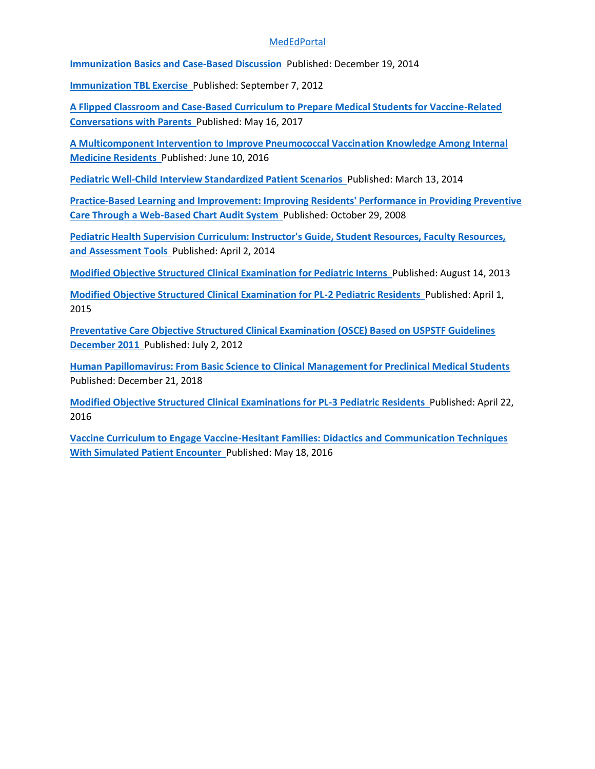MedEdPortal

**Immunization Basics and Case-Based Discussion** Published: December 19, 2014

**Immunization TBL Exercise** Published: September 7, 2012

**A Flipped Classroom and Case-Based Curriculum to Prepare Medical Students for Vaccine-Related Conversations with Parents** Published: May 16, 2017

**A Multicomponent Intervention to Improve Pneumococcal Vaccination Knowledge Among Internal Medicine Residents** Published: June 10, 2016

**Pediatric Well-Child Interview Standardized Patient Scenarios** Published: March 13, 2014

**Practice-Based Learning and Improvement: Improving Residents' Performance in Providing Preventive Care Through a Web-Based Chart Audit System** Published: October 29, 2008

**Pediatric Health Supervision Curriculum: Instructor's Guide, Student Resources, Faculty Resources, and Assessment Tools** Published: April 2, 2014

**Modified Objective Structured Clinical Examination for Pediatric Interns** Published: August 14, 2013

**Modified Objective Structured Clinical Examination for PL-2 Pediatric Residents** Published: April 1, 2015

**Preventative Care Objective Structured Clinical Examination (OSCE) Based on USPSTF Guidelines December 2011** Published: July 2, 2012

**Human Papillomavirus: From Basic Science to Clinical Management for Preclinical Medical Students** Published: December 21, 2018

**Modified Objective Structured Clinical Examinations for PL-3 Pediatric Residents** Published: April 22, 2016

**Vaccine Curriculum to Engage Vaccine-Hesitant Families: Didactics and Communication Techniques With Simulated Patient Encounter** Published: May 18, 2016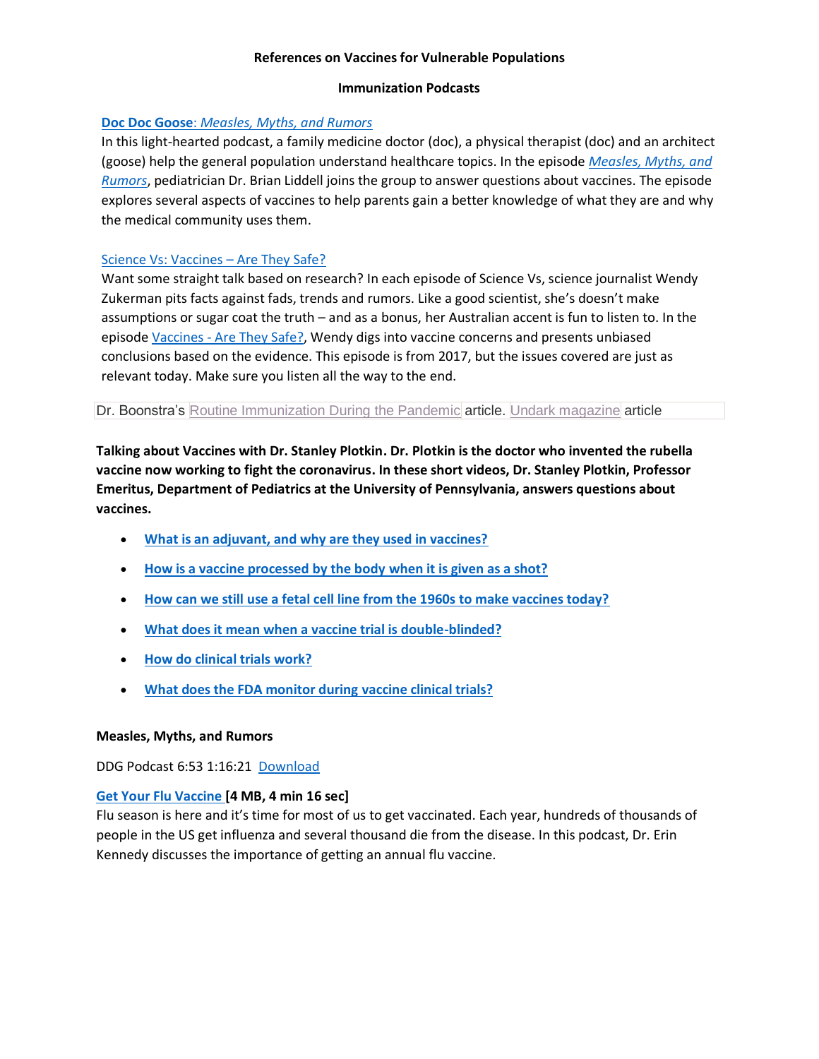**References on Vaccines for Vulnerable Populations**

**Immunization Podcasts**

**Doc Doc Goose**: *Measles, Myths, and Rumors*

In this light-hearted podcast, a family medicine doctor (doc), a physical therapist (doc) and an architect (goose) help the general population understand healthcare topics. In the episode *Measles, Myths, and Rumors*, pediatrician Dr. Brian Liddell joins the group to answer questions about vaccines. The episode explores several aspects of vaccines to help parents gain a better knowledge of what they are and why the medical community uses them.

Science Vs: Vaccines – Are They Safe?

Want some straight talk based on research? In each episode of Science Vs, science journalist Wendy Zukerman pits facts against fads, trends and rumors. Like a good scientist, she's doesn't make assumptions or sugar coat the truth – and as a bonus, her Australian accent is fun to listen to. In the episode Vaccines - Are They Safe?, Wendy digs into vaccine concerns and presents unbiased conclusions based on the evidence. This episode is from 2017, but the issues covered are just as relevant today. Make sure you listen all the way to the end.

Dr. Boonstra's Routine Immunization During the Pandemic article. Undark magazine article

**Talking about Vaccines with Dr. Stanley Plotkin. Dr. Plotkin is the doctor who invented the rubella vaccine now working to fight the coronavirus. In these short videos, Dr. Stanley Plotkin, Professor Emeritus, Department of Pediatrics at the University of Pennsylvania, answers questions about vaccines.**

- **What is an adjuvant, and why are they used in vaccines?**
- **How is a vaccine processed by the body when it is given as a shot?**
- **How can we still use a fetal cell line from the 1960s to make vaccines today?**
- **What does it mean when a vaccine trial is double-blinded?**
- **How do clinical trials work?**
- **What does the FDA monitor during vaccine clinical trials?**

**Measles, Myths, and Rumors**

DDG Podcast 6:53 1:16:21 Download

**Get Your Flu Vaccine [4 MB, 4 min 16 sec]**

Flu season is here and it's time for most of us to get vaccinated. Each year, hundreds of thousands of people in the US get influenza and several thousand die from the disease. In this podcast, Dr. Erin Kennedy discusses the importance of getting an annual flu vaccine.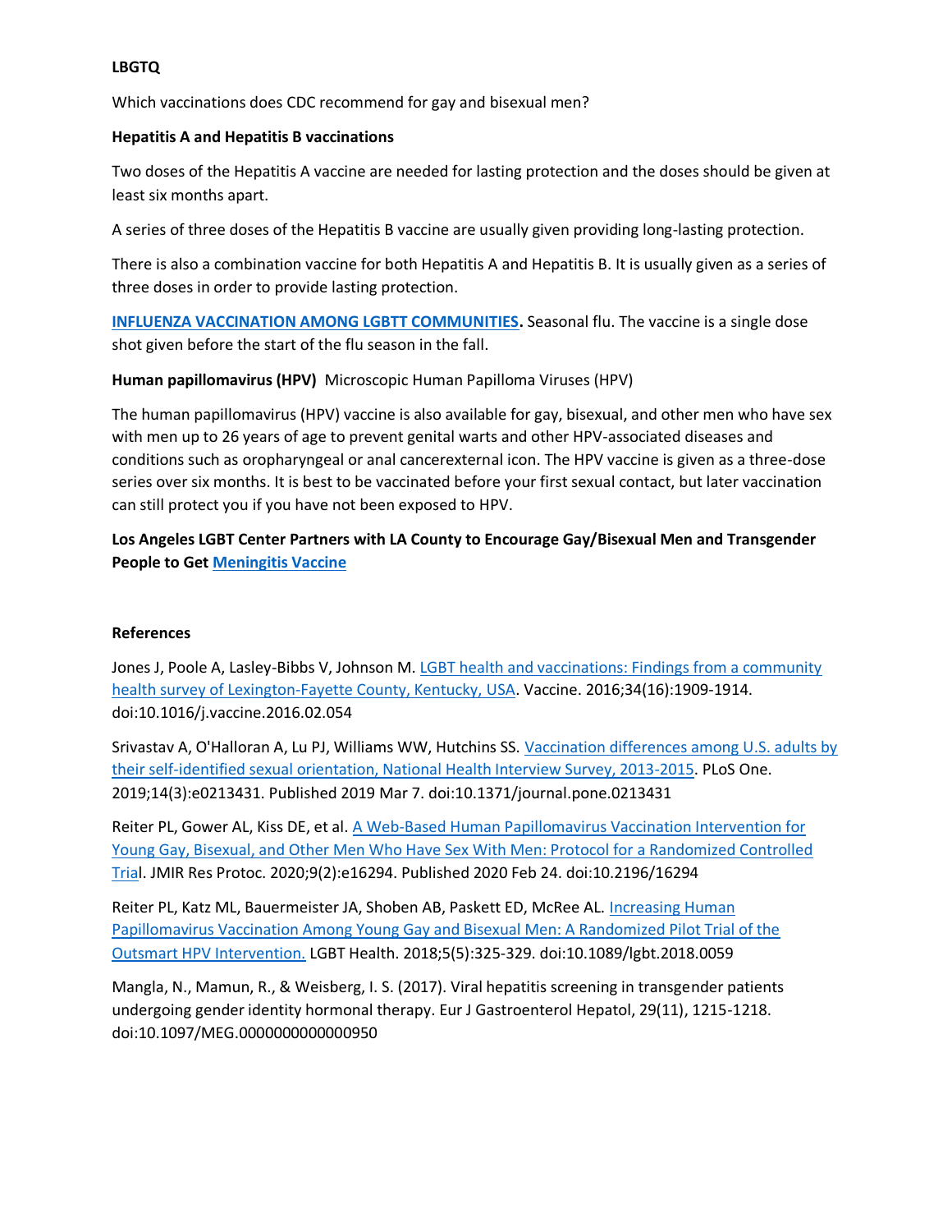**LBGTQ**

Which vaccinations does CDC recommend for gay and bisexual men?

**Hepatitis A and Hepatitis B vaccinations**

Two doses of the Hepatitis A vaccine are needed for lasting protection and the doses should be given at least six months apart.

A series of three doses of the Hepatitis B vaccine are usually given providing long-lasting protection.

There is also a combination vaccine for both Hepatitis A and Hepatitis B. It is usually given as a series of three doses in order to provide lasting protection.

**INFLUENZA VACCINATION AMONG LGBTT COMMUNITIES.** Seasonal flu. The vaccine is a single dose shot given before the start of the flu season in the fall.

**Human papillomavirus (HPV)** Microscopic Human Papilloma Viruses (HPV)

The human papillomavirus (HPV) vaccine is also available for gay, bisexual, and other men who have sex with men up to 26 years of age to prevent genital warts and other HPV-associated diseases and conditions such as oropharyngeal or anal cancerexternal icon. The HPV vaccine is given as a three-dose series over six months. It is best to be vaccinated before your first sexual contact, but later vaccination can still protect you if you have not been exposed to HPV.

**Los Angeles LGBT Center Partners with LA County to Encourage Gay/Bisexual Men and Transgender People to Get Meningitis Vaccine**

**References**

Jones J, Poole A, Lasley-Bibbs V, Johnson M. LGBT health and vaccinations: Findings from a community health survey of Lexington-Fayette County, Kentucky, USA. Vaccine. 2016;34(16):1909-1914. doi:10.1016/j.vaccine.2016.02.054

Srivastav A, O'Halloran A, Lu PJ, Williams WW, Hutchins SS. Vaccination differences among U.S. adults by their self-identified sexual orientation, National Health Interview Survey, 2013-2015. PLoS One. 2019;14(3):e0213431. Published 2019 Mar 7. doi:10.1371/journal.pone.0213431

Reiter PL, Gower AL, Kiss DE, et al. A Web-Based Human Papillomavirus Vaccination Intervention for Young Gay, Bisexual, and Other Men Who Have Sex With Men: Protocol for a Randomized Controlled Trial. JMIR Res Protoc. 2020;9(2):e16294. Published 2020 Feb 24. doi:10.2196/16294

Reiter PL, Katz ML, Bauermeister JA, Shoben AB, Paskett ED, McRee AL. Increasing Human Papillomavirus Vaccination Among Young Gay and Bisexual Men: A Randomized Pilot Trial of the Outsmart HPV Intervention. LGBT Health. 2018;5(5):325-329. doi:10.1089/lgbt.2018.0059

Mangla, N., Mamun, R., & Weisberg, I. S. (2017). Viral hepatitis screening in transgender patients undergoing gender identity hormonal therapy. Eur J Gastroenterol Hepatol, 29(11), 1215-1218. doi:10.1097/MEG.0000000000000950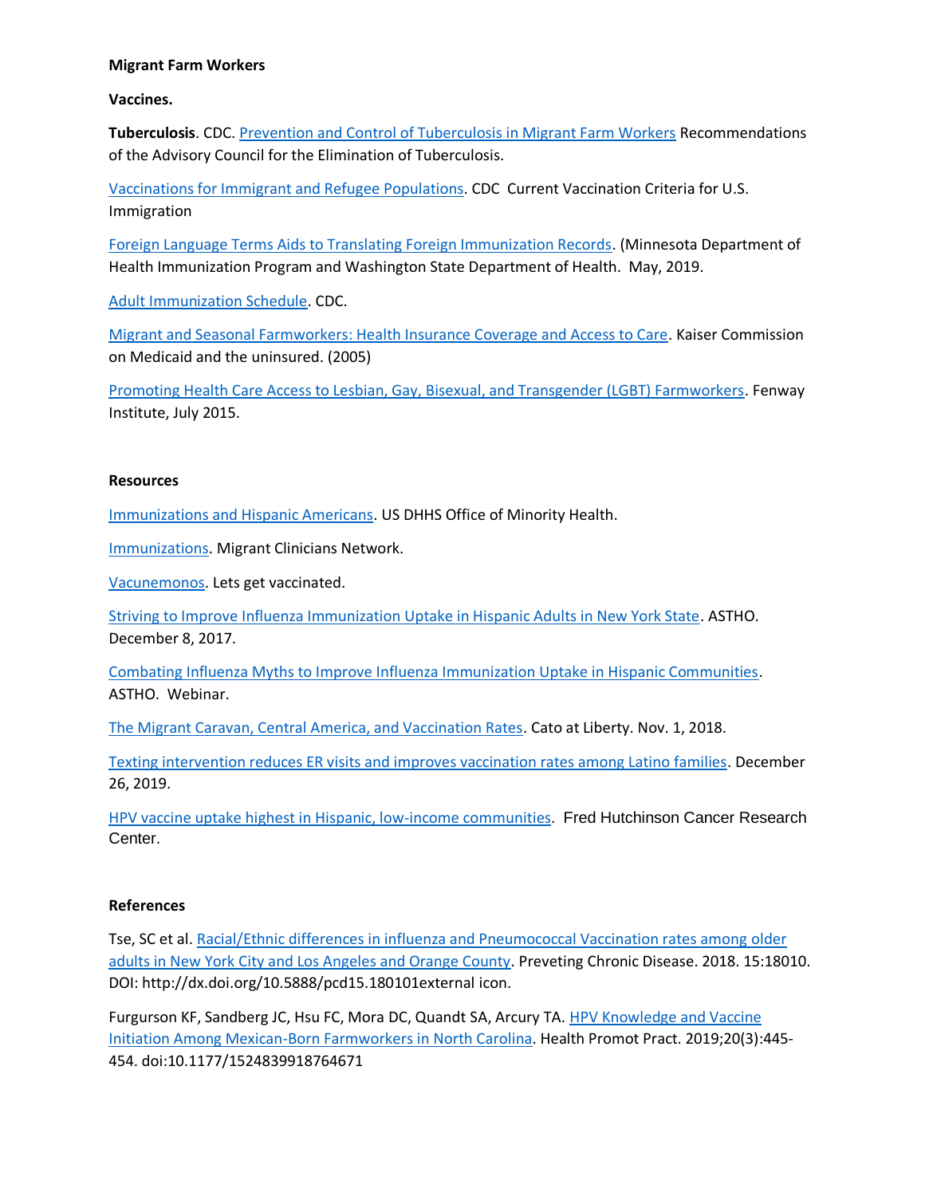**Migrant Farm Workers**

**Vaccines.**

**Tuberculosis**. CDC. Prevention and Control of Tuberculosis in Migrant Farm Workers Recommendations of the Advisory Council for the Elimination of Tuberculosis.

Vaccinations for Immigrant and Refugee Populations. CDC Current Vaccination Criteria for U.S. Immigration

Foreign Language Terms Aids to Translating Foreign Immunization Records. (Minnesota Department of Health Immunization Program and Washington State Department of Health. May, 2019.

Adult Immunization Schedule. CDC.

Migrant and Seasonal Farmworkers: Health Insurance Coverage and Access to Care. Kaiser Commission on Medicaid and the uninsured. (2005)

Promoting Health Care Access to Lesbian, Gay, Bisexual, and Transgender (LGBT) Farmworkers. Fenway Institute, July 2015.

**Resources**

Immunizations and Hispanic Americans. US DHHS Office of Minority Health.

Immunizations. Migrant Clinicians Network.

Vacunemonos. Lets get vaccinated.

Striving to Improve Influenza Immunization Uptake in Hispanic Adults in New York State. ASTHO. December 8, 2017.

Combating Influenza Myths to Improve Influenza Immunization Uptake in Hispanic Communities. ASTHO. Webinar.

The Migrant Caravan, Central America, and Vaccination Rates. Cato at Liberty. Nov. 1, 2018.

Texting intervention reduces ER visits and improves vaccination rates among Latino families. December 26, 2019.

HPV vaccine uptake highest in Hispanic, low-income communities. Fred Hutchinson Cancer Research Center.

**References**

Tse, SC et al. Racial/Ethnic differences in influenza and Pneumococcal Vaccination rates among older adults in New York City and Los Angeles and Orange County. Preveting Chronic Disease. 2018. 15:18010. DOI: http://dx.doi.org/10.5888/pcd15.180101external icon.

Furgurson KF, Sandberg JC, Hsu FC, Mora DC, Quandt SA, Arcury TA. HPV Knowledge and Vaccine Initiation Among Mexican-Born Farmworkers in North Carolina. Health Promot Pract. 2019;20(3):445-454. doi:10.1177/1524839918764671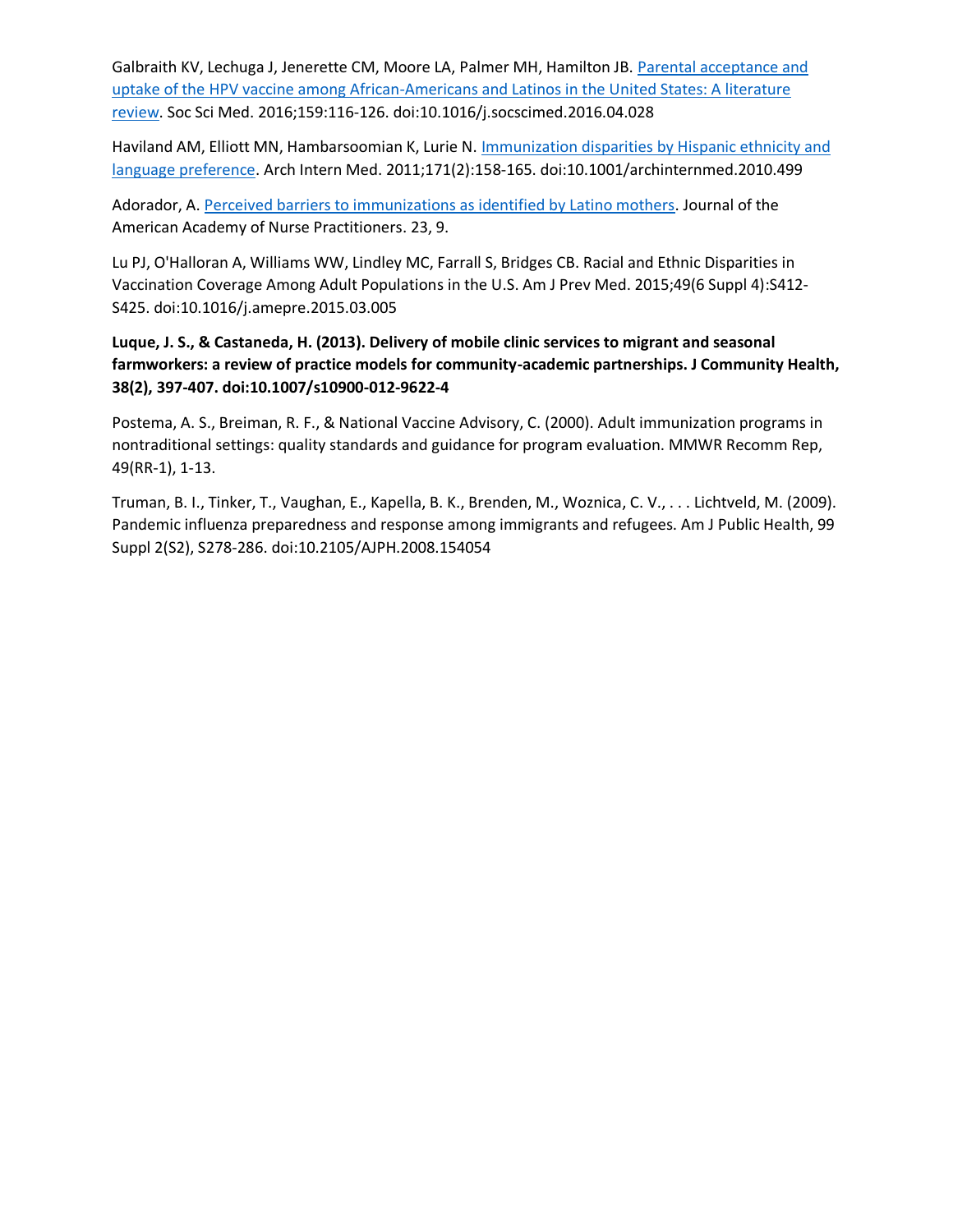Galbraith KV, Lechuga J, Jenerette CM, Moore LA, Palmer MH, Hamilton JB. Parental acceptance and uptake of the HPV vaccine among African-Americans and Latinos in the United States: A literature review. Soc Sci Med. 2016;159:116-126. doi:10.1016/j.socscimed.2016.04.028

Haviland AM, Elliott MN, Hambarsoomian K, Lurie N. Immunization disparities by Hispanic ethnicity and language preference. Arch Intern Med. 2011;171(2):158-165. doi:10.1001/archinternmed.2010.499

Adorador, A. Perceived barriers to immunizations as identified by Latino mothers. Journal of the American Academy of Nurse Practitioners. 23, 9.

Lu PJ, O'Halloran A, Williams WW, Lindley MC, Farrall S, Bridges CB. Racial and Ethnic Disparities in Vaccination Coverage Among Adult Populations in the U.S. Am J Prev Med. 2015;49(6 Suppl 4):S412-S425. doi:10.1016/j.amepre.2015.03.005

**Luque, J. S., & Castaneda, H. (2013). Delivery of mobile clinic services to migrant and seasonal farmworkers: a review of practice models for community-academic partnerships. J Community Health, 38(2), 397-407. doi:10.1007/s10900-012-9622-4**

Postema, A. S., Breiman, R. F., & National Vaccine Advisory, C. (2000). Adult immunization programs in nontraditional settings: quality standards and guidance for program evaluation. MMWR Recomm Rep, 49(RR-1), 1-13.

Truman, B. I., Tinker, T., Vaughan, E., Kapella, B. K., Brenden, M., Woznica, C. V., . . . Lichtveld, M. (2009). Pandemic influenza preparedness and response among immigrants and refugees. Am J Public Health, 99 Suppl 2(S2), S278-286. doi:10.2105/AJPH.2008.154054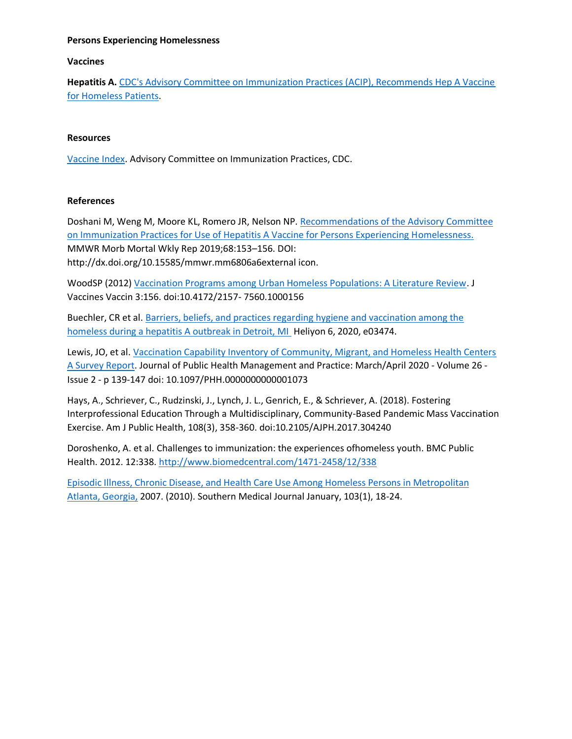**Persons Experiencing Homelessness**

**Vaccines**

**Hepatitis A.** CDC's Advisory Committee on Immunization Practices (ACIP), Recommends Hep A Vaccine for Homeless Patients.

**Resources**

Vaccine Index. Advisory Committee on Immunization Practices, CDC.

**References**

Doshani M, Weng M, Moore KL, Romero JR, Nelson NP. Recommendations of the Advisory Committee on Immunization Practices for Use of Hepatitis A Vaccine for Persons Experiencing Homelessness. MMWR Morb Mortal Wkly Rep 2019;68:153–156. DOI: http://dx.doi.org/10.15585/mmwr.mm6806a6external icon.

WoodSP (2012) Vaccination Programs among Urban Homeless Populations: A Literature Review. J Vaccines Vaccin 3:156. doi:10.4172/2157- 7560.1000156

Buechler, CR et al. Barriers, beliefs, and practices regarding hygiene and vaccination among the homeless during a hepatitis A outbreak in Detroit, MI Heliyon 6, 2020, e03474.

Lewis, JO, et al. Vaccination Capability Inventory of Community, Migrant, and Homeless Health Centers A Survey Report. Journal of Public Health Management and Practice: March/April 2020 - Volume 26 - Issue 2 - p 139-147 doi: 10.1097/PHH.0000000000001073

Hays, A., Schriever, C., Rudzinski, J., Lynch, J. L., Genrich, E., & Schriever, A. (2018). Fostering Interprofessional Education Through a Multidisciplinary, Community-Based Pandemic Mass Vaccination Exercise. Am J Public Health, 108(3), 358-360. doi:10.2105/AJPH.2017.304240

Doroshenko, A. et al. Challenges to immunization: the experiences ofhomeless youth. BMC Public Health. 2012. 12:338. http://www.biomedcentral.com/1471-2458/12/338

Episodic Illness, Chronic Disease, and Health Care Use Among Homeless Persons in Metropolitan Atlanta, Georgia, 2007. (2010). Southern Medical Journal January, 103(1), 18-24.